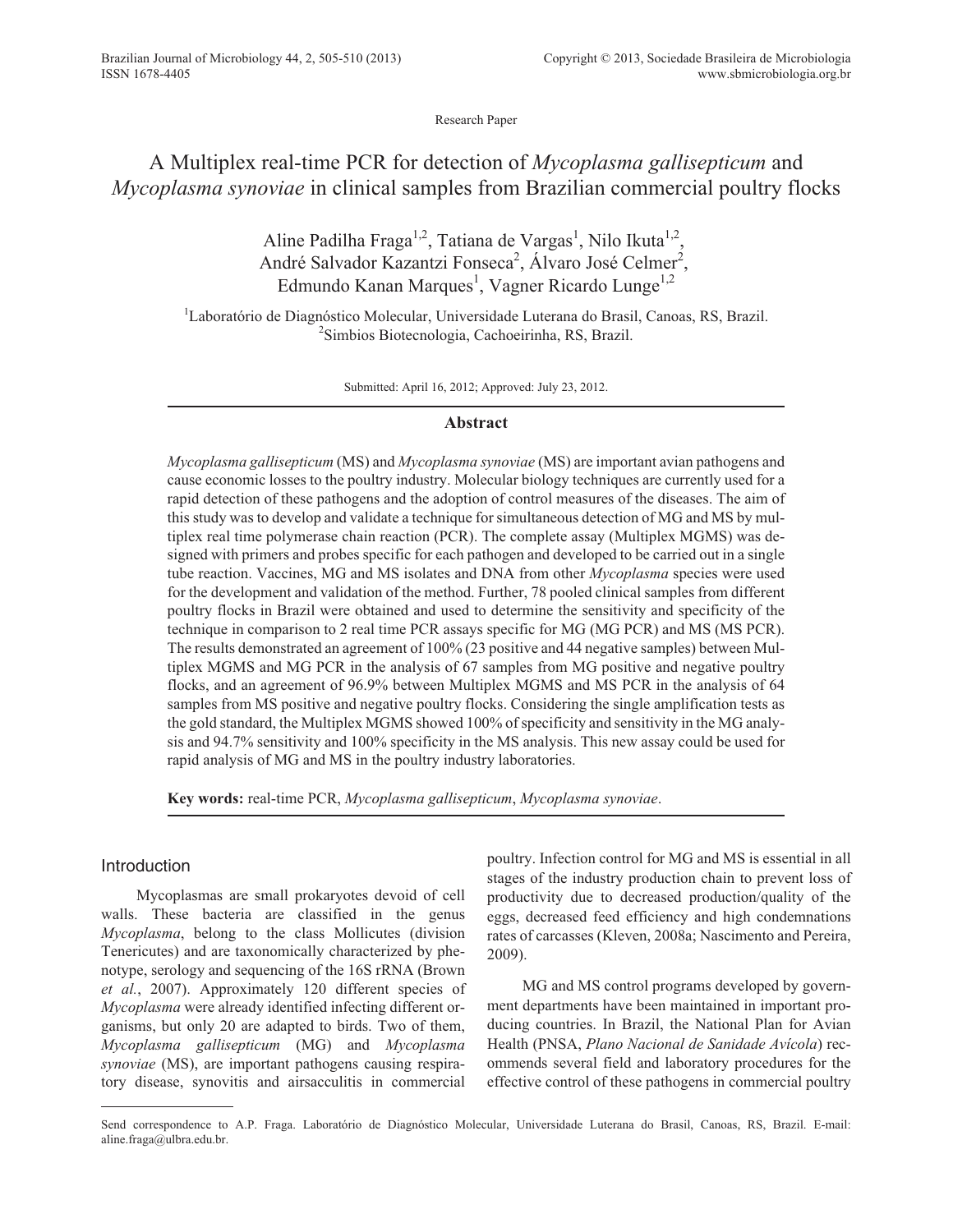Research Paper

# A Multiplex real-time PCR for detection of *Mycoplasma gallisepticum* and *Mycoplasma synoviae* in clinical samples from Brazilian commercial poultry flocks

Aline Padilha Fraga[1,2], Tatiana de Vargas[1], Nilo Ikuta[1,2], André Salvador Kazantzi Fonseca[2], Álvaro José Celmer[2], Edmundo Kanan Marques[1], Vagner Ricardo Lunge[1,2]

[1]Laboratório de Diagnóstico Molecular, Universidade Luterana do Brasil, Canoas, RS, Brazil.
[2]Simbios Biotecnologia, Cachoeirinha, RS, Brazil.

Submitted: April 16, 2012; Approved: July 23, 2012.

## Abstract

*Mycoplasma gallisepticum* (MS) and *Mycoplasma synoviae* (MS) are important avian pathogens and cause economic losses to the poultry industry. Molecular biology techniques are currently used for a rapid detection of these pathogens and the adoption of control measures of the diseases. The aim of this study was to develop and validate a technique for simultaneous detection of MG and MS by multiplex real time polymerase chain reaction (PCR). The complete assay (Multiplex MGMS) was designed with primers and probes specific for each pathogen and developed to be carried out in a single tube reaction. Vaccines, MG and MS isolates and DNA from other *Mycoplasma* species were used for the development and validation of the method. Further, 78 pooled clinical samples from different poultry flocks in Brazil were obtained and used to determine the sensitivity and specificity of the technique in comparison to 2 real time PCR assays specific for MG (MG PCR) and MS (MS PCR). The results demonstrated an agreement of 100% (23 positive and 44 negative samples) between Multiplex MGMS and MG PCR in the analysis of 67 samples from MG positive and negative poultry flocks, and an agreement of 96.9% between Multiplex MGMS and MS PCR in the analysis of 64 samples from MS positive and negative poultry flocks. Considering the single amplification tests as the gold standard, the Multiplex MGMS showed 100% of specificity and sensitivity in the MG analysis and 94.7% sensitivity and 100% specificity in the MS analysis. This new assay could be used for rapid analysis of MG and MS in the poultry industry laboratories.

**Key words:** real-time PCR, *Mycoplasma gallisepticum*, *Mycoplasma synoviae*.

## Introduction

Mycoplasmas are small prokaryotes devoid of cell walls. These bacteria are classified in the genus *Mycoplasma*, belong to the class Mollicutes (division Tenericutes) and are taxonomically characterized by phenotype, serology and sequencing of the 16S rRNA (Brown *et al.*, 2007). Approximately 120 different species of *Mycoplasma* were already identified infecting different organisms, but only 20 are adapted to birds. Two of them, *Mycoplasma gallisepticum* (MG) and *Mycoplasma synoviae* (MS), are important pathogens causing respiratory disease, synovitis and airsacculitis in commercial poultry. Infection control for MG and MS is essential in all stages of the industry production chain to prevent loss of productivity due to decreased production/quality of the eggs, decreased feed efficiency and high condemnations rates of carcasses (Kleven, 2008a; Nascimento and Pereira, 2009).

MG and MS control programs developed by government departments have been maintained in important producing countries. In Brazil, the National Plan for Avian Health (PNSA, *Plano Nacional de Sanidade Avícola*) recommends several field and laboratory procedures for the effective control of these pathogens in commercial poultry

Send correspondence to A.P. Fraga. Laboratório de Diagnóstico Molecular, Universidade Luterana do Brasil, Canoas, RS, Brazil. E-mail: aline.fraga@ulbra.edu.br.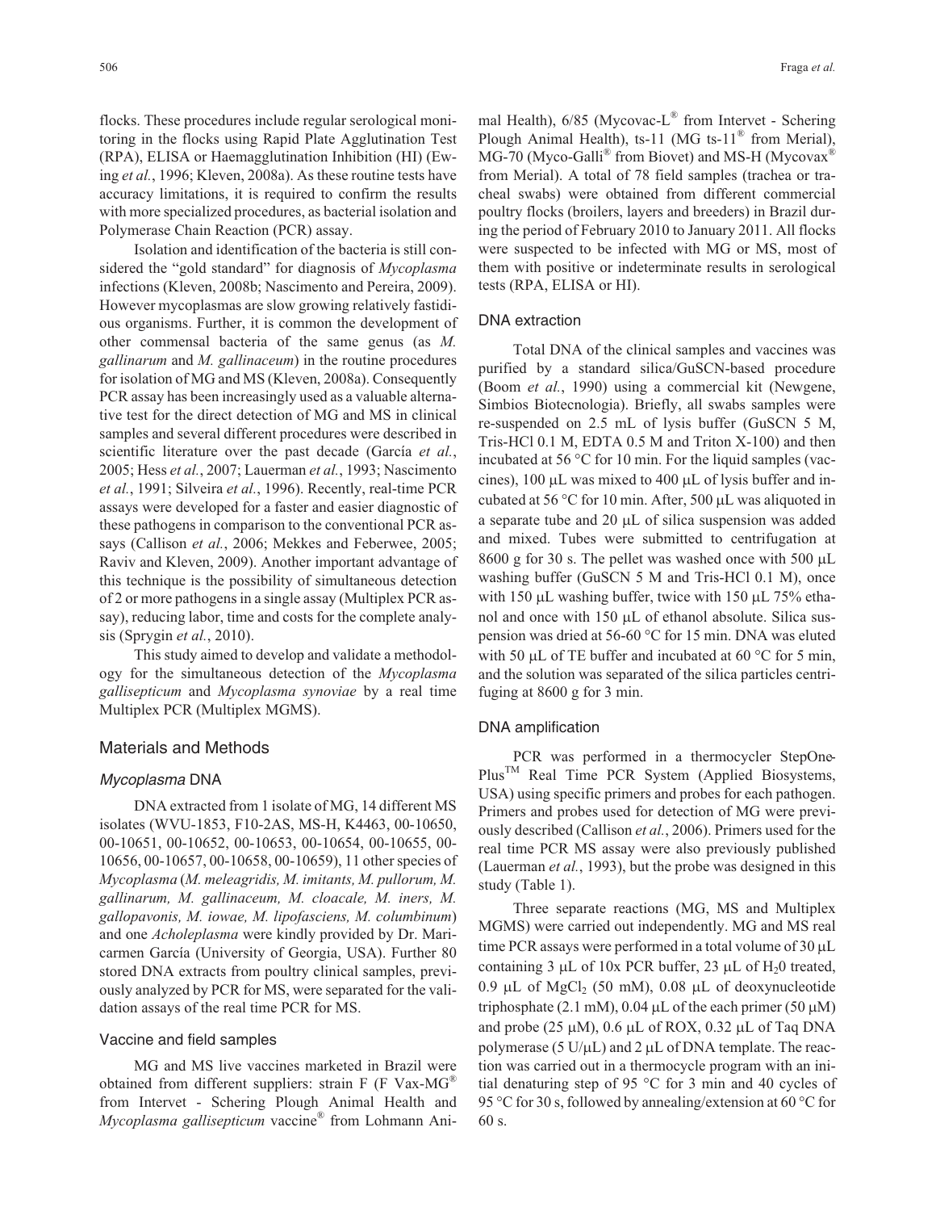flocks. These procedures include regular serological monitoring in the flocks using Rapid Plate Agglutination Test (RPA), ELISA or Haemagglutination Inhibition (HI) (Ewing *et al.*, 1996; Kleven, 2008a). As these routine tests have accuracy limitations, it is required to confirm the results with more specialized procedures, as bacterial isolation and Polymerase Chain Reaction (PCR) assay.

Isolation and identification of the bacteria is still considered the "gold standard" for diagnosis of *Mycoplasma* infections (Kleven, 2008b; Nascimento and Pereira, 2009). However mycoplasmas are slow growing relatively fastidious organisms. Further, it is common the development of other commensal bacteria of the same genus (as *M. gallinarum* and *M. gallinaceum*) in the routine procedures for isolation of MG and MS (Kleven, 2008a). Consequently PCR assay has been increasingly used as a valuable alternative test for the direct detection of MG and MS in clinical samples and several different procedures were described in scientific literature over the past decade (García *et al.*, 2005; Hess *et al.*, 2007; Lauerman *et al.*, 1993; Nascimento *et al.*, 1991; Silveira *et al.*, 1996). Recently, real-time PCR assays were developed for a faster and easier diagnostic of these pathogens in comparison to the conventional PCR assays (Callison *et al.*, 2006; Mekkes and Feberwee, 2005; Raviv and Kleven, 2009). Another important advantage of this technique is the possibility of simultaneous detection of 2 or more pathogens in a single assay (Multiplex PCR assay), reducing labor, time and costs for the complete analysis (Sprygin *et al.*, 2010).

This study aimed to develop and validate a methodology for the simultaneous detection of the *Mycoplasma gallisepticum* and *Mycoplasma synoviae* by a real time Multiplex PCR (Multiplex MGMS).

## Materials and Methods

### *Mycoplasma* DNA

DNA extracted from 1 isolate of MG, 14 different MS isolates (WVU-1853, F10-2AS, MS-H, K4463, 00-10650, 00-10651, 00-10652, 00-10653, 00-10654, 00-10655, 00-10656, 00-10657, 00-10658, 00-10659), 11 other species of *Mycoplasma* (*M. meleagridis, M. imitants, M. pullorum, M. gallinarum, M. gallinaceum, M. cloacale, M. iners, M. gallopavonis, M. iowae, M. lipofasciens, M. columbinum*) and one *Acholeplasma* were kindly provided by Dr. Maricarmen García (University of Georgia, USA). Further 80 stored DNA extracts from poultry clinical samples, previously analyzed by PCR for MS, were separated for the validation assays of the real time PCR for MS.

### Vaccine and field samples

MG and MS live vaccines marketed in Brazil were obtained from different suppliers: strain F (F Vax-MG® from Intervet - Schering Plough Animal Health and *Mycoplasma gallisepticum* vaccine® from Lohmann Animal Health), 6/85 (Mycovac-L® from Intervet - Schering Plough Animal Health), ts-11 (MG ts-11® from Merial), MG-70 (Myco-Galli® from Biovet) and MS-H (Mycovax® from Merial). A total of 78 field samples (trachea or tracheal swabs) were obtained from different commercial poultry flocks (broilers, layers and breeders) in Brazil during the period of February 2010 to January 2011. All flocks were suspected to be infected with MG or MS, most of them with positive or indeterminate results in serological tests (RPA, ELISA or HI).

### DNA extraction

Total DNA of the clinical samples and vaccines was purified by a standard silica/GuSCN-based procedure (Boom *et al.*, 1990) using a commercial kit (Newgene, Simbios Biotecnologia). Briefly, all swabs samples were re-suspended on 2.5 mL of lysis buffer (GuSCN 5 M, Tris-HCl 0.1 M, EDTA 0.5 M and Triton X-100) and then incubated at 56 °C for 10 min. For the liquid samples (vaccines), 100 μL was mixed to 400 μL of lysis buffer and incubated at 56 °C for 10 min. After, 500 μL was aliquoted in a separate tube and 20 μL of silica suspension was added and mixed. Tubes were submitted to centrifugation at 8600 g for 30 s. The pellet was washed once with 500 μL washing buffer (GuSCN 5 M and Tris-HCl 0.1 M), once with 150 μL washing buffer, twice with 150 μL 75% ethanol and once with 150 μL of ethanol absolute. Silica suspension was dried at 56-60 °C for 15 min. DNA was eluted with 50 μL of TE buffer and incubated at 60 °C for 5 min, and the solution was separated of the silica particles centrifuging at 8600 g for 3 min.

### DNA amplification

PCR was performed in a thermocycler StepOne-Plus™ Real Time PCR System (Applied Biosystems, USA) using specific primers and probes for each pathogen. Primers and probes used for detection of MG were previously described (Callison *et al.*, 2006). Primers used for the real time PCR MS assay were also previously published (Lauerman *et al.*, 1993), but the probe was designed in this study (Table 1).

Three separate reactions (MG, MS and Multiplex MGMS) were carried out independently. MG and MS real time PCR assays were performed in a total volume of 30 μL containing 3 μL of 10x PCR buffer, 23 μL of $H_20$ treated, 0.9 μL of $MgCl_2$ (50 mM), 0.08 μL of deoxynucleotide triphosphate (2.1 mM), 0.04 μL of the each primer (50 μM) and probe (25 μM), 0.6 μL of ROX, 0.32 μL of Taq DNA polymerase (5 U/μL) and 2 μL of DNA template. The reaction was carried out in a thermocycle program with an initial denaturing step of 95 °C for 3 min and 40 cycles of 95 °C for 30 s, followed by annealing/extension at 60 °C for 60 s.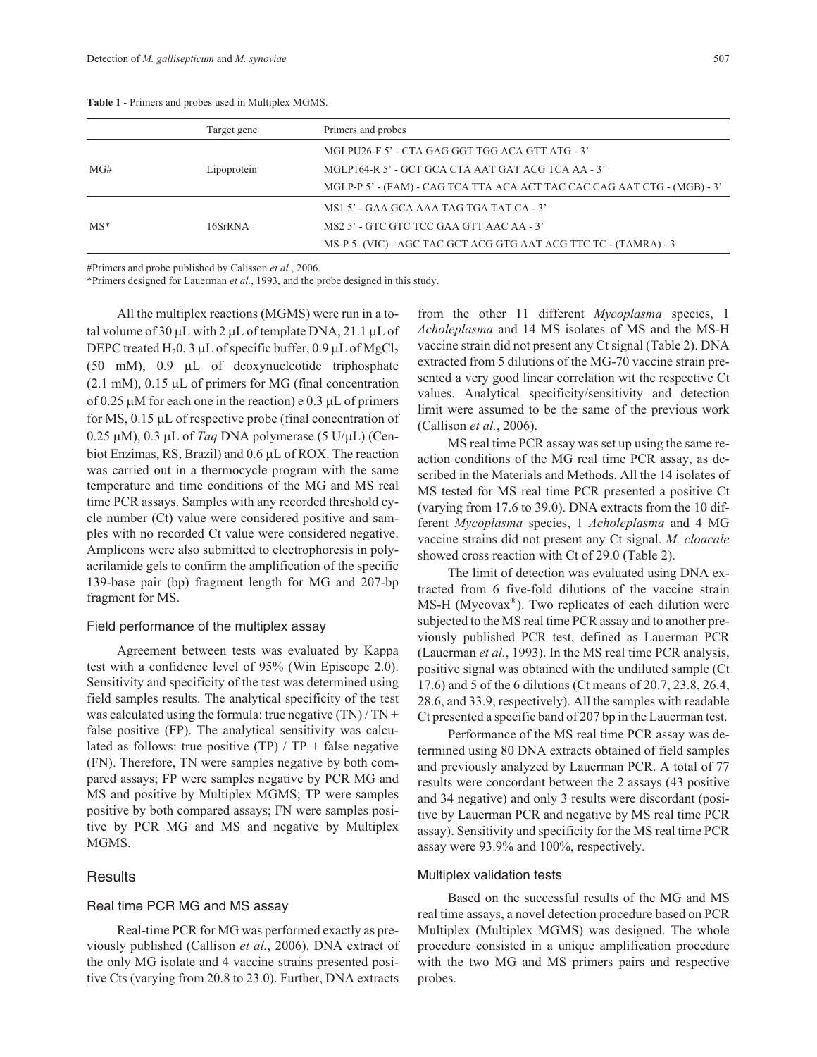**Table 1** - Primers and probes used in Multiplex MGMS.

| | Target gene | Primers and probes |
|---|---|---|
| MG# | Lipoprotein | MGLPU26-F 5' - CTA GAG GGT TGG ACA GTT ATG - 3' |
| | | MGLP164-R 5' - GCT GCA CTA AAT GAT ACG TCA AA - 3' |
| | | MGLP-P 5' - (FAM) - CAG TCA TTA ACA ACT TAC CAC CAG AAT CTG - (MGB) - 3' |
| MS* | 16SrRNA | MS1 5' - GAA GCA AAA TAG TGA TAT CA - 3' |
| | | MS2 5' - GTC GTC TCC GAA GTT AAC AA - 3' |
| | | MS-P 5- (VIC) - AGC TAC GCT ACG GTG AAT ACG TTC TC - (TAMRA) - 3 |

#Primers and probe published by Calisson *et al.*, 2006.
*Primers designed for Lauerman *et al.*, 1993, and the probe designed in this study.

All the multiplex reactions (MGMS) were run in a total volume of 30 μL with 2 μL of template DNA, 21.1 μL of DEPC treated $H_20$, 3 μL of specific buffer, 0.9 μL of $MgCl_2$ (50 mM), 0.9 μL of deoxynucleotide triphosphate (2.1 mM), 0.15 μL of primers for MG (final concentration of 0.25 μM for each one in the reaction) e 0.3 μL of primers for MS, 0.15 μL of respective probe (final concentration of 0.25 μM), 0.3 μL of *Taq* DNA polymerase (5 U/μL) (Cenbiot Enzimas, RS, Brazil) and 0.6 μL of ROX. The reaction was carried out in a thermocycle program with the same temperature and time conditions of the MG and MS real time PCR assays. Samples with any recorded threshold cycle number (Ct) value were considered positive and samples with no recorded Ct value were considered negative. Amplicons were also submitted to electrophoresis in polyacrilamide gels to confirm the amplification of the specific 139-base pair (bp) fragment length for MG and 207-bp fragment for MS.

### Field performance of the multiplex assay

Agreement between tests was evaluated by Kappa test with a confidence level of 95% (Win Episcope 2.0). Sensitivity and specificity of the test was determined using field samples results. The analytical specificity of the test was calculated using the formula: true negative (TN) / TN + false positive (FP). The analytical sensitivity was calculated as follows: true positive (TP) / TP + false negative (FN). Therefore, TN were samples negative by both compared assays; FP were samples negative by PCR MG and MS and positive by Multiplex MGMS; TP were samples positive by both compared assays; FN were samples positive by PCR MG and MS and negative by Multiplex MGMS.

## Results

### Real time PCR MG and MS assay

Real-time PCR for MG was performed exactly as previously published (Callison *et al.*, 2006). DNA extract of the only MG isolate and 4 vaccine strains presented positive Cts (varying from 20.8 to 23.0). Further, DNA extracts from the other 11 different *Mycoplasma* species, 1 *Acholeplasma* and 14 MS isolates of MS and the MS-H vaccine strain did not present any Ct signal (Table 2). DNA extracted from 5 dilutions of the MG-70 vaccine strain presented a very good linear correlation wit the respective Ct values. Analytical specificity/sensitivity and detection limit were assumed to be the same of the previous work (Callison *et al.*, 2006).

MS real time PCR assay was set up using the same reaction conditions of the MG real time PCR assay, as described in the Materials and Methods. All the 14 isolates of MS tested for MS real time PCR presented a positive Ct (varying from 17.6 to 39.0). DNA extracts from the 10 different *Mycoplasma* species, 1 *Acholeplasma* and 4 MG vaccine strains did not present any Ct signal. *M. cloacale* showed cross reaction with Ct of 29.0 (Table 2).

The limit of detection was evaluated using DNA extracted from 6 five-fold dilutions of the vaccine strain MS-H (Mycovax®). Two replicates of each dilution were subjected to the MS real time PCR assay and to another previously published PCR test, defined as Lauerman PCR (Lauerman *et al.*, 1993). In the MS real time PCR analysis, positive signal was obtained with the undiluted sample (Ct 17.6) and 5 of the 6 dilutions (Ct means of 20.7, 23.8, 26.4, 28.6, and 33.9, respectively). All the samples with readable Ct presented a specific band of 207 bp in the Lauerman test.

Performance of the MS real time PCR assay was determined using 80 DNA extracts obtained of field samples and previously analyzed by Lauerman PCR. A total of 77 results were concordant between the 2 assays (43 positive and 34 negative) and only 3 results were discordant (positive by Lauerman PCR and negative by MS real time PCR assay). Sensitivity and specificity for the MS real time PCR assay were 93.9% and 100%, respectively.

### Multiplex validation tests

Based on the successful results of the MG and MS real time assays, a novel detection procedure based on PCR Multiplex (Multiplex MGMS) was designed. The whole procedure consisted in a unique amplification procedure with the two MG and MS primers pairs and respective probes.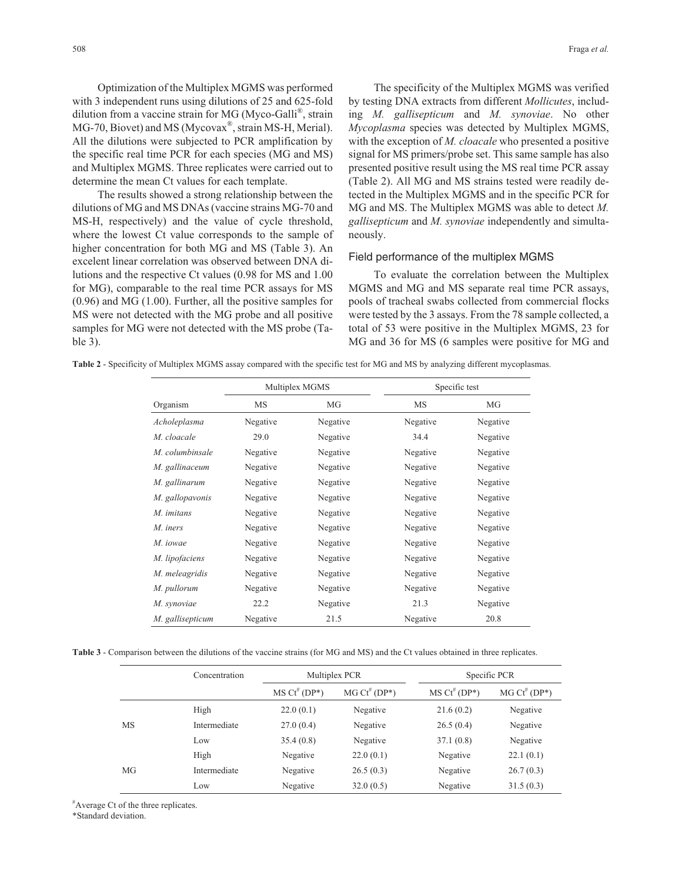Optimization of the Multiplex MGMS was performed with 3 independent runs using dilutions of 25 and 625-fold dilution from a vaccine strain for MG (Myco-Galli®, strain MG-70, Biovet) and MS (Mycovax®, strain MS-H, Merial). All the dilutions were subjected to PCR amplification by the specific real time PCR for each species (MG and MS) and Multiplex MGMS. Three replicates were carried out to determine the mean Ct values for each template.

The results showed a strong relationship between the dilutions of MG and MS DNAs (vaccine strains MG-70 and MS-H, respectively) and the value of cycle threshold, where the lowest Ct value corresponds to the sample of higher concentration for both MG and MS (Table 3). An excelent linear correlation was observed between DNA dilutions and the respective Ct values (0.98 for MS and 1.00 for MG), comparable to the real time PCR assays for MS (0.96) and MG (1.00). Further, all the positive samples for MS were not detected with the MG probe and all positive samples for MG were not detected with the MS probe (Table 3).

The specificity of the Multiplex MGMS was verified by testing DNA extracts from different *Mollicutes*, including *M. gallisepticum* and *M. synoviae*. No other *Mycoplasma* species was detected by Multiplex MGMS, with the exception of *M. cloacale* who presented a positive signal for MS primers/probe set. This same sample has also presented positive result using the MS real time PCR assay (Table 2). All MG and MS strains tested were readily detected in the Multiplex MGMS and in the specific PCR for MG and MS. The Multiplex MGMS was able to detect *M. gallisepticum* and *M. synoviae* independently and simultaneously.

### Field performance of the multiplex MGMS

To evaluate the correlation between the Multiplex MGMS and MG and MS separate real time PCR assays, pools of tracheal swabs collected from commercial flocks were tested by the 3 assays. From the 78 sample collected, a total of 53 were positive in the Multiplex MGMS, 23 for MG and 36 for MS (6 samples were positive for MG and

**Table 2** - Specificity of Multiplex MGMS assay compared with the specific test for MG and MS by analyzing different mycoplasmas.

| | Multiplex MGMS | | Specific test | |
|---|---|---|---|---|
| Organism | MS | MG | MS | MG |
| *Acholeplasma* | Negative | Negative | Negative | Negative |
| *M. cloacale* | 29.0 | Negative | 34.4 | Negative |
| *M. columbinsale* | Negative | Negative | Negative | Negative |
| *M. gallinaceum* | Negative | Negative | Negative | Negative |
| *M. gallinarum* | Negative | Negative | Negative | Negative |
| *M. gallopavonis* | Negative | Negative | Negative | Negative |
| *M. imitans* | Negative | Negative | Negative | Negative |
| *M. iners* | Negative | Negative | Negative | Negative |
| *M. iowae* | Negative | Negative | Negative | Negative |
| *M. lipofaciens* | Negative | Negative | Negative | Negative |
| *M. meleagridis* | Negative | Negative | Negative | Negative |
| *M. pullorum* | Negative | Negative | Negative | Negative |
| *M. synoviae* | 22.2 | Negative | 21.3 | Negative |
| *M. gallisepticum* | Negative | 21.5 | Negative | 20.8 |

**Table 3** - Comparison between the dilutions of the vaccine strains (for MG and MS) and the Ct values obtained in three replicates.

| | Concentration | Multiplex PCR | | Specific PCR | |
|---|---|---|---|---|---|
| | | MS Ct# (DP*) | MG Ct# (DP*) | MS Ct# (DP*) | MG Ct# (DP*) |
| MS | High | 22.0 (0.1) | Negative | 21.6 (0.2) | Negative |
| | Intermediate | 27.0 (0.4) | Negative | 26.5 (0.4) | Negative |
| | Low | 35.4 (0.8) | Negative | 37.1 (0.8) | Negative |
| MG | High | Negative | 22.0 (0.1) | Negative | 22.1 (0.1) |
| | Intermediate | Negative | 26.5 (0.3) | Negative | 26.7 (0.3) |
| | Low | Negative | 32.0 (0.5) | Negative | 31.5 (0.3) |

#Average Ct of the three replicates.
*Standard deviation.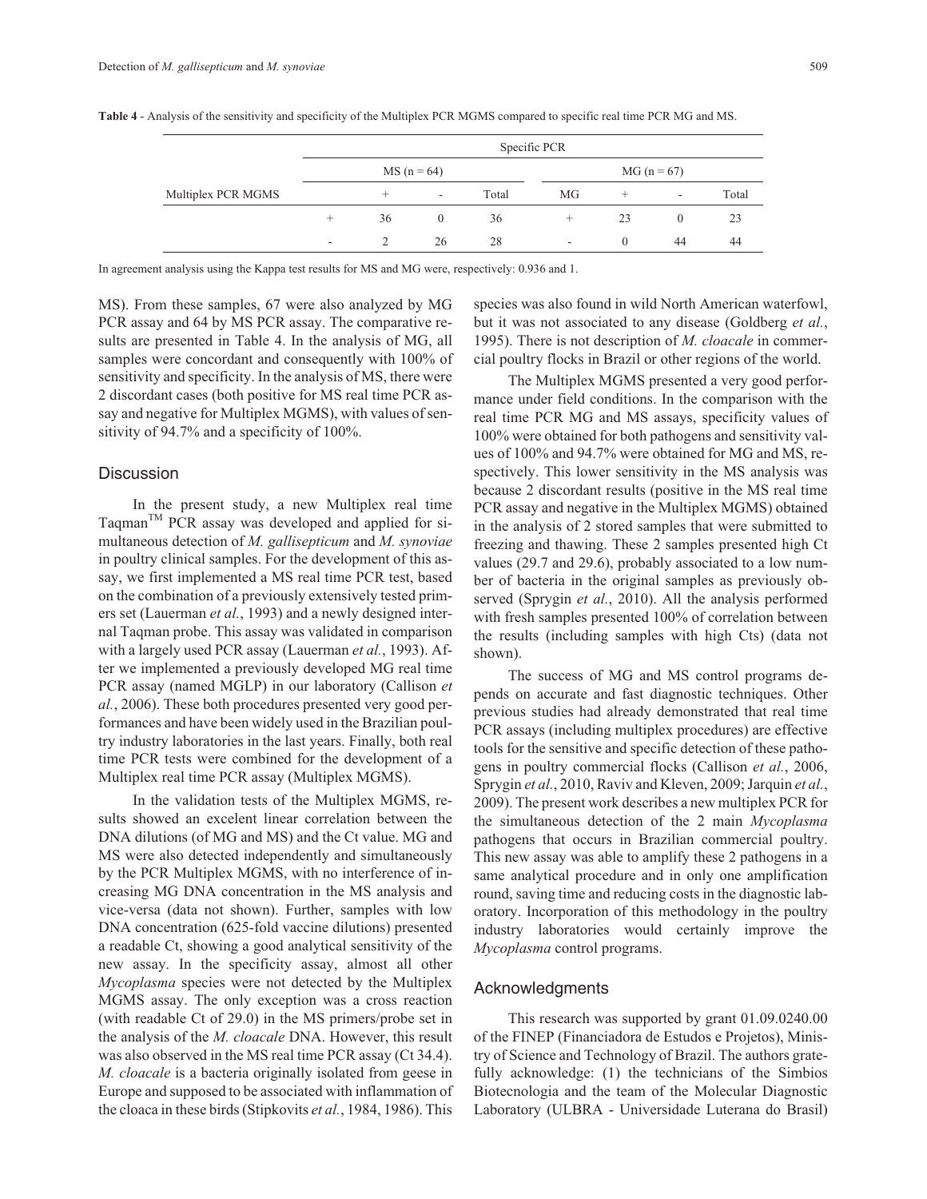**Table 4** - Analysis of the sensitivity and specificity of the Multiplex PCR MGMS compared to specific real time PCR MG and MS.

| | Specific PCR | | | | | | | |
|---|---|---|---|---|---|---|---|---|
| | MS (n = 64) | | | | MG (n = 67) | | | |
| Multiplex PCR MGMS | | + | - | Total | MG | + | - | Total |
| | + | 36 | 0 | 36 | + | 23 | 0 | 23 |
| | - | 2 | 26 | 28 | - | 0 | 44 | 44 |

In agreement analysis using the Kappa test results for MS and MG were, respectively: 0.936 and 1.

MS). From these samples, 67 were also analyzed by MG PCR assay and 64 by MS PCR assay. The comparative results are presented in Table 4. In the analysis of MG, all samples were concordant and consequently with 100% of sensitivity and specificity. In the analysis of MS, there were 2 discordant cases (both positive for MS real time PCR assay and negative for Multiplex MGMS), with values of sensitivity of 94.7% and a specificity of 100%.

## Discussion

In the present study, a new Multiplex real time Taqman™ PCR assay was developed and applied for simultaneous detection of *M. gallisepticum* and *M. synoviae* in poultry clinical samples. For the development of this assay, we first implemented a MS real time PCR test, based on the combination of a previously extensively tested primers set (Lauerman *et al.*, 1993) and a newly designed internal Taqman probe. This assay was validated in comparison with a largely used PCR assay (Lauerman *et al.*, 1993). After we implemented a previously developed MG real time PCR assay (named MGLP) in our laboratory (Callison *et al.*, 2006). These both procedures presented very good performances and have been widely used in the Brazilian poultry industry laboratories in the last years. Finally, both real time PCR tests were combined for the development of a Multiplex real time PCR assay (Multiplex MGMS).

In the validation tests of the Multiplex MGMS, results showed an excelent linear correlation between the DNA dilutions (of MG and MS) and the Ct value. MG and MS were also detected independently and simultaneously by the PCR Multiplex MGMS, with no interference of increasing MG DNA concentration in the MS analysis and vice-versa (data not shown). Further, samples with low DNA concentration (625-fold vaccine dilutions) presented a readable Ct, showing a good analytical sensitivity of the new assay. In the specificity assay, almost all other *Mycoplasma* species were not detected by the Multiplex MGMS assay. The only exception was a cross reaction (with readable Ct of 29.0) in the MS primers/probe set in the analysis of the *M. cloacale* DNA. However, this result was also observed in the MS real time PCR assay (Ct 34.4). *M. cloacale* is a bacteria originally isolated from geese in Europe and supposed to be associated with inflammation of the cloaca in these birds (Stipkovits *et al.*, 1984, 1986). This species was also found in wild North American waterfowl, but it was not associated to any disease (Goldberg *et al.*, 1995). There is not description of *M. cloacale* in commercial poultry flocks in Brazil or other regions of the world.

The Multiplex MGMS presented a very good performance under field conditions. In the comparison with the real time PCR MG and MS assays, specificity values of 100% were obtained for both pathogens and sensitivity values of 100% and 94.7% were obtained for MG and MS, respectively. This lower sensitivity in the MS analysis was because 2 discordant results (positive in the MS real time PCR assay and negative in the Multiplex MGMS) obtained in the analysis of 2 stored samples that were submitted to freezing and thawing. These 2 samples presented high Ct values (29.7 and 29.6), probably associated to a low number of bacteria in the original samples as previously observed (Sprygin *et al.*, 2010). All the analysis performed with fresh samples presented 100% of correlation between the results (including samples with high Cts) (data not shown).

The success of MG and MS control programs depends on accurate and fast diagnostic techniques. Other previous studies had already demonstrated that real time PCR assays (including multiplex procedures) are effective tools for the sensitive and specific detection of these pathogens in poultry commercial flocks (Callison *et al.*, 2006, Sprygin *et al.*, 2010, Raviv and Kleven, 2009; Jarquin *et al.*, 2009). The present work describes a new multiplex PCR for the simultaneous detection of the 2 main *Mycoplasma* pathogens that occurs in Brazilian commercial poultry. This new assay was able to amplify these 2 pathogens in a same analytical procedure and in only one amplification round, saving time and reducing costs in the diagnostic laboratory. Incorporation of this methodology in the poultry industry laboratories would certainly improve the *Mycoplasma* control programs.

## Acknowledgments

This research was supported by grant 01.09.0240.00 of the FINEP (Financiadora de Estudos e Projetos), Ministry of Science and Technology of Brazil. The authors gratefully acknowledge: (1) the technicians of the Simbios Biotecnologia and the team of the Molecular Diagnostic Laboratory (ULBRA - Universidade Luterana do Brasil)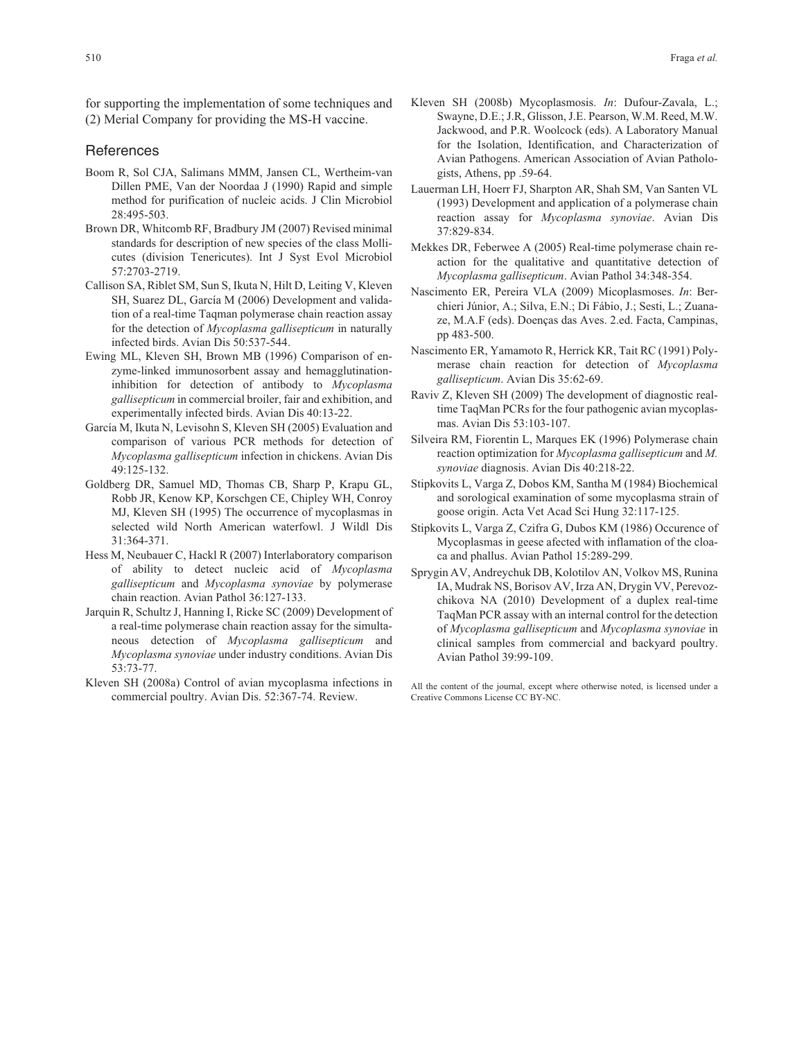for supporting the implementation of some techniques and (2) Merial Company for providing the MS-H vaccine.

## References

Boom R, Sol CJA, Salimans MMM, Jansen CL, Wertheim-van Dillen PME, Van der Noordaa J (1990) Rapid and simple method for purification of nucleic acids. J Clin Microbiol 28:495-503.

Brown DR, Whitcomb RF, Bradbury JM (2007) Revised minimal standards for description of new species of the class Mollicutes (division Tenericutes). Int J Syst Evol Microbiol 57:2703-2719.

Callison SA, Riblet SM, Sun S, Ikuta N, Hilt D, Leiting V, Kleven SH, Suarez DL, García M (2006) Development and validation of a real-time Taqman polymerase chain reaction assay for the detection of *Mycoplasma gallisepticum* in naturally infected birds. Avian Dis 50:537-544.

Ewing ML, Kleven SH, Brown MB (1996) Comparison of enzyme-linked immunosorbent assay and hemagglutination-inhibition for detection of antibody to *Mycoplasma gallisepticum* in commercial broiler, fair and exhibition, and experimentally infected birds. Avian Dis 40:13-22.

García M, Ikuta N, Levisohn S, Kleven SH (2005) Evaluation and comparison of various PCR methods for detection of *Mycoplasma gallisepticum* infection in chickens. Avian Dis 49:125-132.

Goldberg DR, Samuel MD, Thomas CB, Sharp P, Krapu GL, Robb JR, Kenow KP, Korschgen CE, Chipley WH, Conroy MJ, Kleven SH (1995) The occurrence of mycoplasmas in selected wild North American waterfowl. J Wildl Dis 31:364-371.

Hess M, Neubauer C, Hackl R (2007) Interlaboratory comparison of ability to detect nucleic acid of *Mycoplasma gallisepticum* and *Mycoplasma synoviae* by polymerase chain reaction. Avian Pathol 36:127-133.

Jarquin R, Schultz J, Hanning I, Ricke SC (2009) Development of a real-time polymerase chain reaction assay for the simultaneous detection of *Mycoplasma gallisepticum* and *Mycoplasma synoviae* under industry conditions. Avian Dis 53:73-77.

Kleven SH (2008a) Control of avian mycoplasma infections in commercial poultry. Avian Dis. 52:367-74. Review.

Kleven SH (2008b) Mycoplasmosis. *In*: Dufour-Zavala, L.; Swayne, D.E.; J.R, Glisson, J.E. Pearson, W.M. Reed, M.W. Jackwood, and P.R. Woolcock (eds). A Laboratory Manual for the Isolation, Identification, and Characterization of Avian Pathogens. American Association of Avian Pathologists, Athens, pp .59-64.

Lauerman LH, Hoerr FJ, Sharpton AR, Shah SM, Van Santen VL (1993) Development and application of a polymerase chain reaction assay for *Mycoplasma synoviae*. Avian Dis 37:829-834.

Mekkes DR, Feberwee A (2005) Real-time polymerase chain reaction for the qualitative and quantitative detection of *Mycoplasma gallisepticum*. Avian Pathol 34:348-354.

Nascimento ER, Pereira VLA (2009) Micoplasmoses. *In*: Berchieri Júnior, A.; Silva, E.N.; Di Fábio, J.; Sesti, L.; Zuanaze, M.A.F (eds). Doenças das Aves. 2.ed. Facta, Campinas, pp 483-500.

Nascimento ER, Yamamoto R, Herrick KR, Tait RC (1991) Polymerase chain reaction for detection of *Mycoplasma gallisepticum*. Avian Dis 35:62-69.

Raviv Z, Kleven SH (2009) The development of diagnostic real-time TaqMan PCRs for the four pathogenic avian mycoplasmas. Avian Dis 53:103-107.

Silveira RM, Fiorentin L, Marques EK (1996) Polymerase chain reaction optimization for *Mycoplasma gallisepticum* and *M. synoviae* diagnosis. Avian Dis 40:218-22.

Stipkovits L, Varga Z, Dobos KM, Santha M (1984) Biochemical and sorological examination of some mycoplasma strain of goose origin. Acta Vet Acad Sci Hung 32:117-125.

Stipkovits L, Varga Z, Czifra G, Dubos KM (1986) Occurence of Mycoplasmas in geese afected with inflamation of the cloaca and phallus. Avian Pathol 15:289-299.

Sprygin AV, Andreychuk DB, Kolotilov AN, Volkov MS, Runina IA, Mudrak NS, Borisov AV, Irza AN, Drygin VV, Perevozchikova NA (2010) Development of a duplex real-time TaqMan PCR assay with an internal control for the detection of *Mycoplasma gallisepticum* and *Mycoplasma synoviae* in clinical samples from commercial and backyard poultry. Avian Pathol 39:99-109.

All the content of the journal, except where otherwise noted, is licensed under a Creative Commons License CC BY-NC.